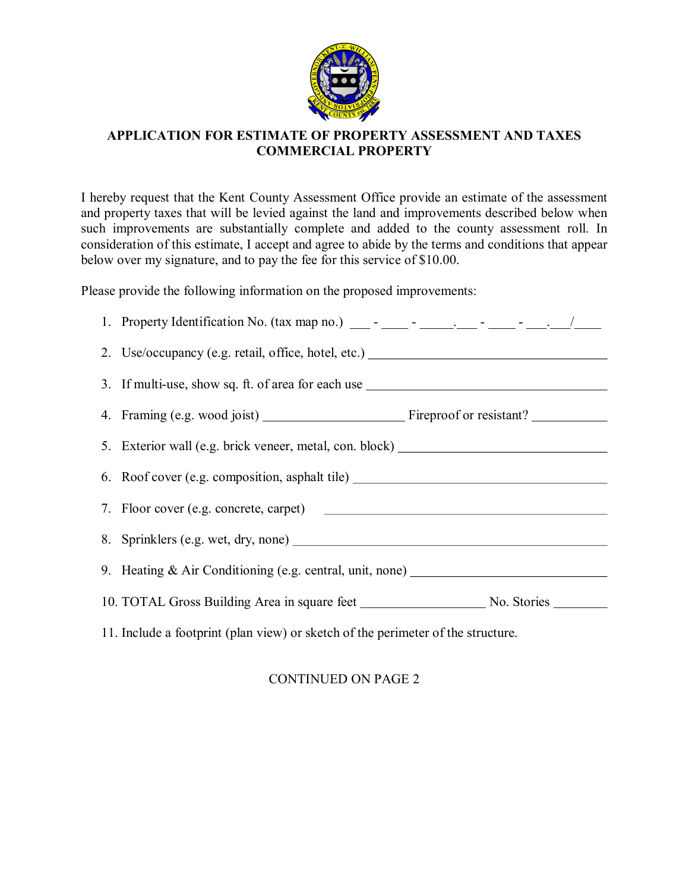# APPLICATION FOR ESTIMATE OF PROPERTY ASSESSMENT AND TAXES COMMERCIAL PROPERTY

I hereby request that the Kent County Assessment Office provide an estimate of the assessment and property taxes that will be levied against the land and improvements described below when such improvements are substantially complete and added to the county assessment roll. In consideration of this estimate, I accept and agree to abide by the terms and conditions that appear below over my signature, and to pay the fee for this service of $10.00.

Please provide the following information on the proposed improvements:

1. Property Identification No. (tax map no.) ___ - ____ - _____.___ - ____ - ___.___/____
2. Use/occupancy (e.g. retail, office, hotel, etc.) ____________________________________
3. If multi-use, show sq. ft. of area for each use ____________________________________
4. Framing (e.g. wood joist) _____________________ Fireproof or resistant? ___________
5. Exterior wall (e.g. brick veneer, metal, con. block) ________________________________
6. Roof cover (e.g. composition, asphalt tile) _______________________________________
7. Floor cover (e.g. concrete, carpet) ______________________________________________
8. Sprinklers (e.g. wet, dry, none) _________________________________________________
9. Heating & Air Conditioning (e.g. central, unit, none) ______________________________
10. TOTAL Gross Building Area in square feet ___________________ No. Stories ________
11. Include a footprint (plan view) or sketch of the perimeter of the structure.

CONTINUED ON PAGE 2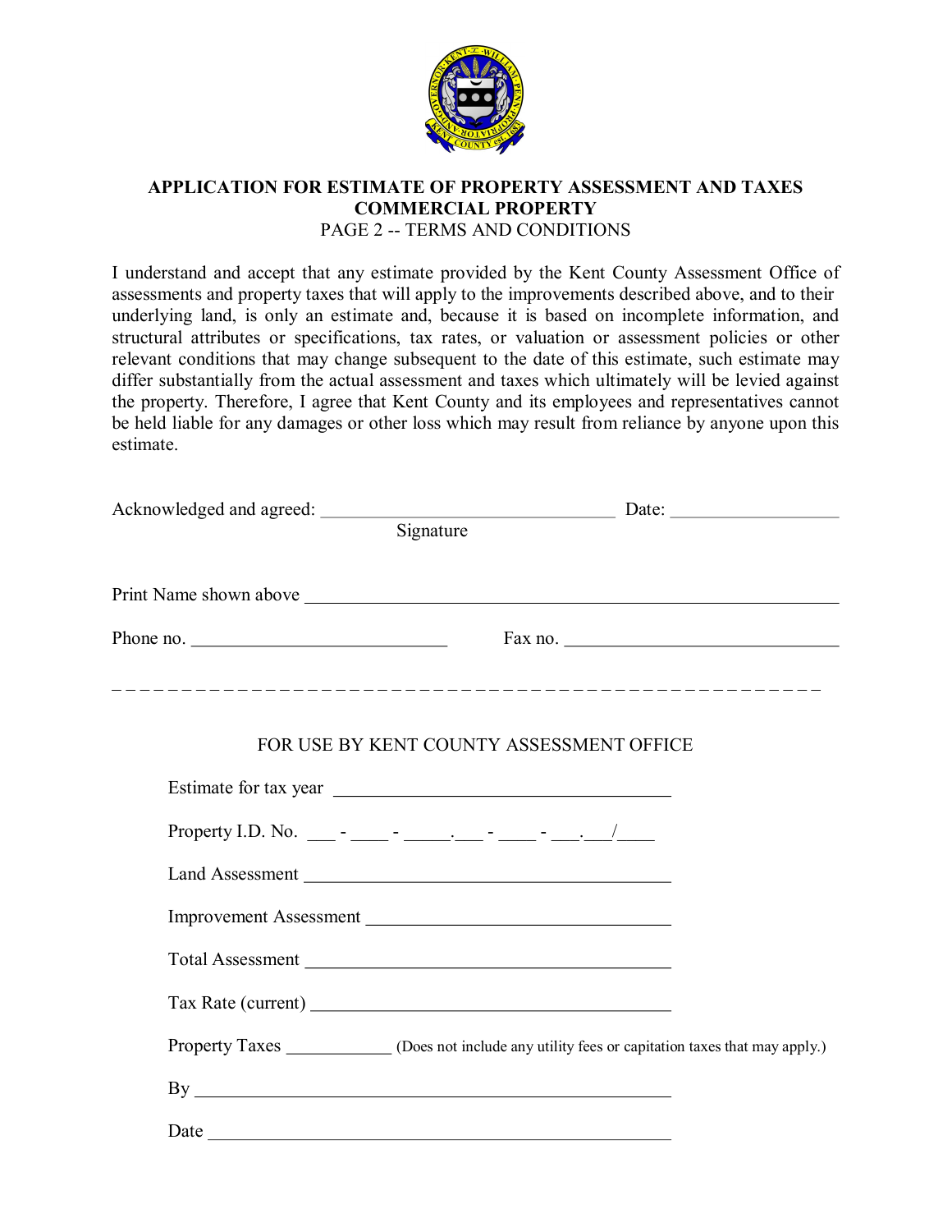**APPLICATION FOR ESTIMATE OF PROPERTY ASSESSMENT AND TAXES**
**COMMERCIAL PROPERTY**
PAGE 2 -- TERMS AND CONDITIONS

I understand and accept that any estimate provided by the Kent County Assessment Office of assessments and property taxes that will apply to the improvements described above, and to their underlying land, is only an estimate and, because it is based on incomplete information, and structural attributes or specifications, tax rates, or valuation or assessment policies or other relevant conditions that may change subsequent to the date of this estimate, such estimate may differ substantially from the actual assessment and taxes which ultimately will be levied against the property. Therefore, I agree that Kent County and its employees and representatives cannot be held liable for any damages or other loss which may result from reliance by anyone upon this estimate.

Acknowledged and agreed: ________________________________ Date: __________________
Signature

Print Name shown above ____________________________________________________________

Phone no. ____________________________ Fax no. ______________________________

_ _ _ _ _ _ _ _ _ _ _ _ _ _ _ _ _ _ _ _ _ _ _ _ _ _ _ _ _ _ _ _ _ _ _ _ _ _ _ _ _ _ _ _ _ _ _ _ _ _

FOR USE BY KENT COUNTY ASSESSMENT OFFICE

Estimate for tax year ____________________________________

Property I.D. No. ___ - ____ - _____.___ - ____ - ___.___/____

Land Assessment ________________________________________

Improvement Assessment __________________________________

Total Assessment ________________________________________

Tax Rate (current) _______________________________________

Property Taxes ____________ (Does not include any utility fees or capitation taxes that may apply.)

By ____________________________________________________

Date ___________________________________________________